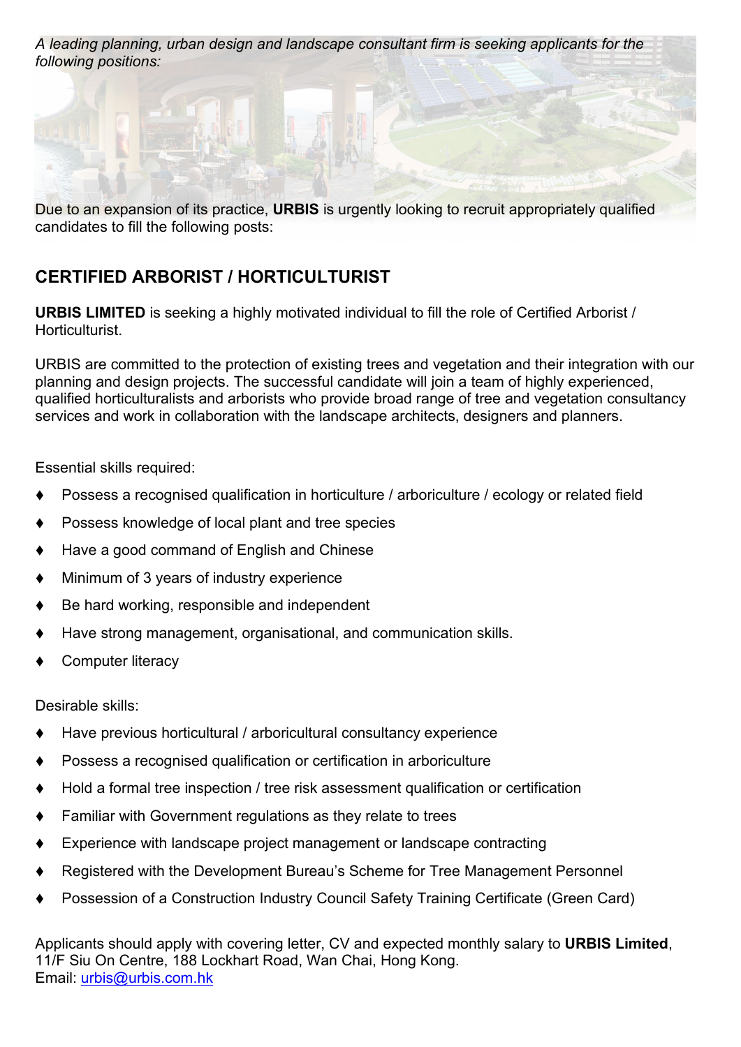*A leading planning, urban design and landscape consultant firm is seeking applicants for the following positions:*

Due to an expansion of its practice, **URBIS** is urgently looking to recruit appropriately qualified candidates to fill the following posts:

## CERTIFIED ARBORIST / HORTICULTURIST

**URBIS LIMITED** is seeking a highly motivated individual to fill the role of Certified Arborist / Horticulturist.

URBIS are committed to the protection of existing trees and vegetation and their integration with our planning and design projects. The successful candidate will join a team of highly experienced, qualified horticulturalists and arborists who provide broad range of tree and vegetation consultancy services and work in collaboration with the landscape architects, designers and planners.

Essential skills required:

- Possess a recognised qualification in horticulture / arboriculture / ecology or related field
- Possess knowledge of local plant and tree species
- Have a good command of English and Chinese
- Minimum of 3 years of industry experience
- Be hard working, responsible and independent
- Have strong management, organisational, and communication skills.
- Computer literacy

Desirable skills:

- Have previous horticultural / arboricultural consultancy experience
- Possess a recognised qualification or certification in arboriculture
- Hold a formal tree inspection / tree risk assessment qualification or certification
- Familiar with Government regulations as they relate to trees
- Experience with landscape project management or landscape contracting
- Registered with the Development Bureau's Scheme for Tree Management Personnel
- Possession of a Construction Industry Council Safety Training Certificate (Green Card)

Applicants should apply with covering letter, CV and expected monthly salary to **URBIS Limited**, 11/F Siu On Centre, 188 Lockhart Road, Wan Chai, Hong Kong.
Email: urbis@urbis.com.hk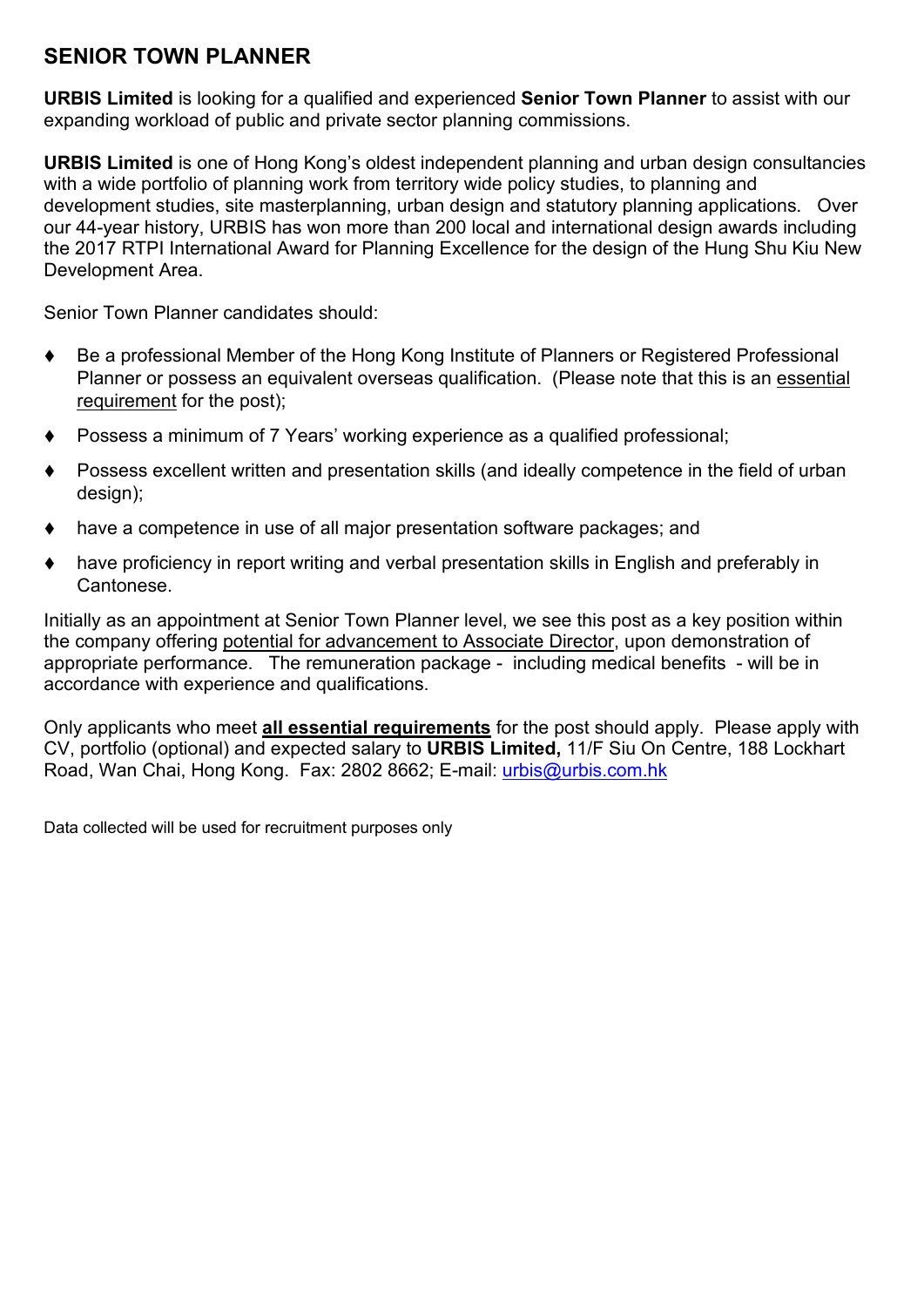## SENIOR TOWN PLANNER

**URBIS Limited** is looking for a qualified and experienced **Senior Town Planner** to assist with our expanding workload of public and private sector planning commissions.

**URBIS Limited** is one of Hong Kong's oldest independent planning and urban design consultancies with a wide portfolio of planning work from territory wide policy studies, to planning and development studies, site masterplanning, urban design and statutory planning applications. Over our 44-year history, URBIS has won more than 200 local and international design awards including the 2017 RTPI International Award for Planning Excellence for the design of the Hung Shu Kiu New Development Area.

Senior Town Planner candidates should:

- Be a professional Member of the Hong Kong Institute of Planners or Registered Professional Planner or possess an equivalent overseas qualification. (Please note that this is an <u>essential requirement</u> for the post);
- Possess a minimum of 7 Years' working experience as a qualified professional;
- Possess excellent written and presentation skills (and ideally competence in the field of urban design);
- have a competence in use of all major presentation software packages; and
- have proficiency in report writing and verbal presentation skills in English and preferably in Cantonese.

Initially as an appointment at Senior Town Planner level, we see this post as a key position within the company offering <u>potential for advancement to Associate Director</u>, upon demonstration of appropriate performance. The remuneration package - including medical benefits - will be in accordance with experience and qualifications.

Only applicants who meet **<u>all essential requirements</u>** for the post should apply. Please apply with CV, portfolio (optional) and expected salary to **URBIS Limited,** 11/F Siu On Centre, 188 Lockhart Road, Wan Chai, Hong Kong. Fax: 2802 8662; E-mail: urbis@urbis.com.hk

Data collected will be used for recruitment purposes only